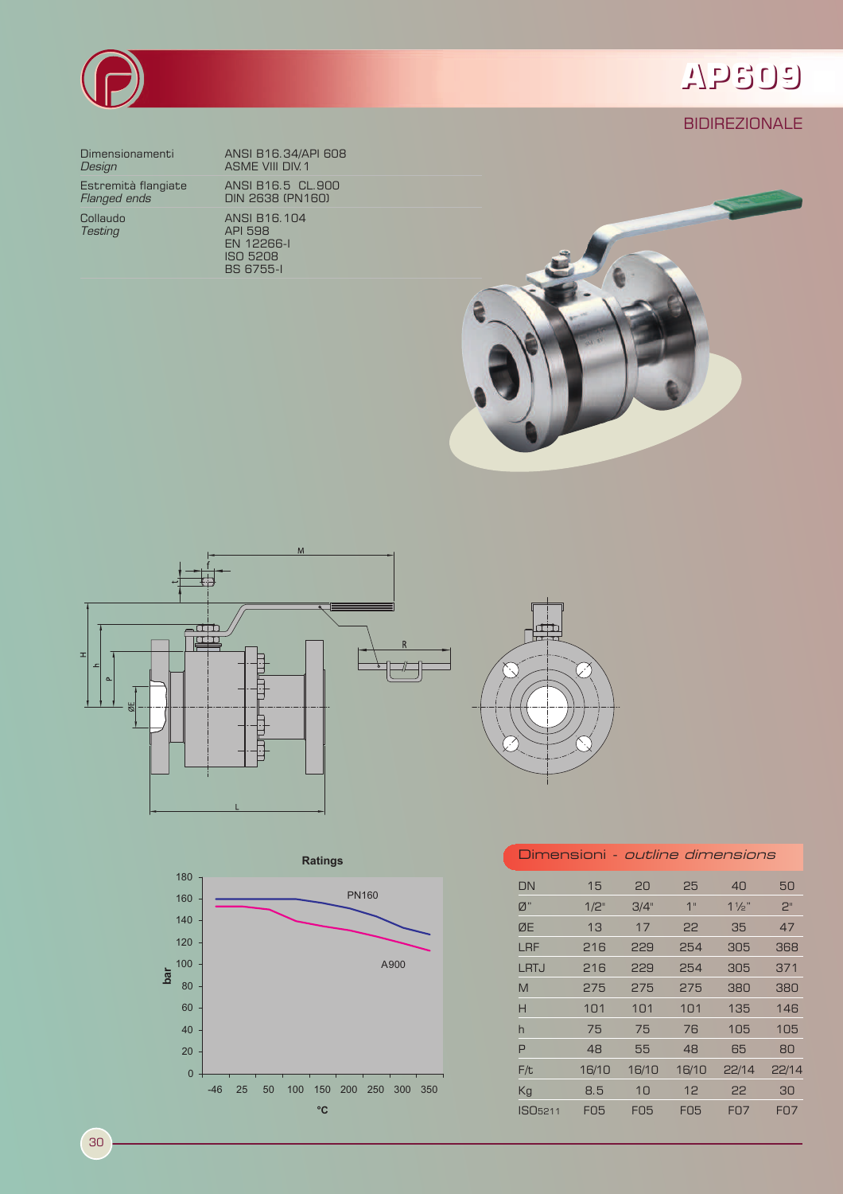# AP609

## BIDIREZIONALE

| | |
|---|---|
| Dimensionamenti *Design* | ANSI B16.34/API 608 ASME VIII DIV.1 |
| Estremità flangiate *Flanged ends* | ANSI B16.5 CL.900 DIN 2638 (PN160) |
| Collaudo *Testing* | ANSI B16.104 API 598 EN 12266-I ISO 5208 BS 6755-I |

**Ratings**

| | |
|---|---|
| bar | 0 – 180 |
| °C | -46, 25, 50, 100, 150, 200, 250, 300, 350 |
| Curves | PN160, A900 |

## Dimensioni - *outline dimensions*

| DN | 15 | 20 | 25 | 40 | 50 |
|---|---|---|---|---|---|
| Ø" | 1/2" | 3/4" | 1" | 1½" | 2" |
| ØE | 13 | 17 | 22 | 35 | 47 |
| LRF | 216 | 229 | 254 | 305 | 368 |
| LRTJ | 216 | 229 | 254 | 305 | 371 |
| M | 275 | 275 | 275 | 380 | 380 |
| H | 101 | 101 | 101 | 135 | 146 |
| h | 75 | 75 | 76 | 105 | 105 |
| P | 48 | 55 | 48 | 65 | 80 |
| F/t | 16/10 | 16/10 | 16/10 | 22/14 | 22/14 |
| Kg | 8.5 | 10 | 12 | 22 | 30 |
| ISO5211 | F05 | F05 | F05 | F07 | F07 |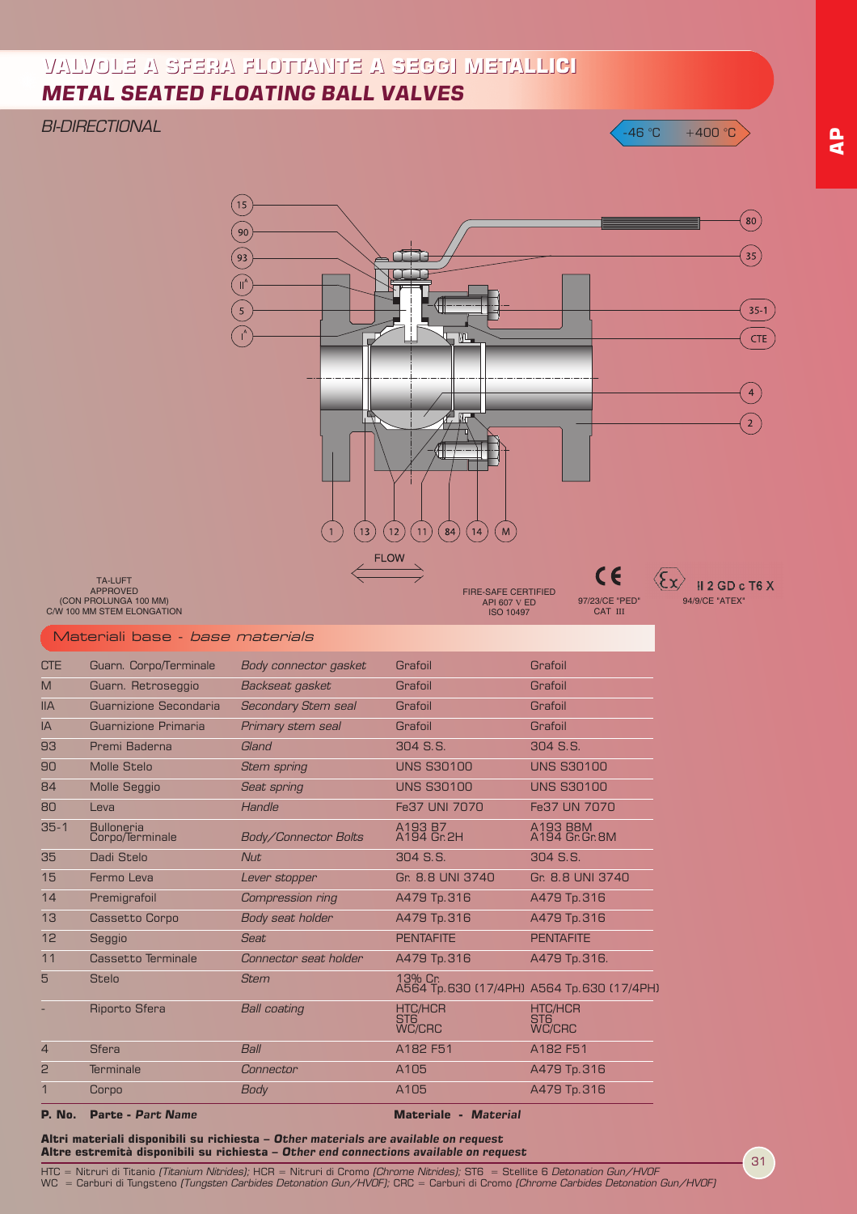# VALVOLE A SFERA FLOTTANTE A SEGGI METALLICI
# *METAL SEATED FLOATING BALL VALVES*

*BI-DIRECTIONAL*

-46 °C +400 °C

AP

15
90
93
II^A
5
I^A
80
35
35-1
CTE
4
2
1
13
12
11
84
14
M

FLOW

TA-LUFT
APPROVED
(CON PROLUNGA 100 MM)
C/W 100 MM STEM ELONGATION

FIRE-SAFE CERTIFIED
API 607 V ED
ISO 10497

CE
97/23/CE "PED"
CAT III

II 2 GD c T6 X
94/9/CE "ATEX"

## Materiali base - *base materials*

| P. No. | Parte - *Part Name* | | Materiale - *Material* | |
|---|---|---|---|---|
| CTE | Guarn. Corpo/Terminale | *Body connector gasket* | Grafoil | Grafoil |
| M | Guarn. Retroseggio | *Backseat gasket* | Grafoil | Grafoil |
| IIA | Guarnizione Secondaria | *Secondary Stem seal* | Grafoil | Grafoil |
| IA | Guarnizione Primaria | *Primary stem seal* | Grafoil | Grafoil |
| 93 | Premi Baderna | *Gland* | 304 S.S. | 304 S.S. |
| 90 | Molle Stelo | *Stem spring* | UNS S30100 | UNS S30100 |
| 84 | Molle Seggio | *Seat spring* | UNS S30100 | UNS S30100 |
| 80 | Leva | *Handle* | Fe37 UNI 7070 | Fe37 UN 7070 |
| 35-1 | Bulloneria Corpo/Terminale | *Body/Connector Bolts* | A193 B7 A194 Gr.2H | A193 B8M A194 Gr.Gr.8M |
| 35 | Dadi Stelo | *Nut* | 304 S.S. | 304 S.S. |
| 15 | Fermo Leva | *Lever stopper* | Gr. 8.8 UNI 3740 | Gr. 8.8 UNI 3740 |
| 14 | Premigrafoil | *Compression ring* | A479 Tp.316 | A479 Tp.316 |
| 13 | Cassetto Corpo | *Body seat holder* | A479 Tp.316 | A479 Tp.316 |
| 12 | Seggio | *Seat* | PENTAFITE | PENTAFITE |
| 11 | Cassetto Terminale | *Connector seat holder* | A479 Tp.316 | A479 Tp.316. |
| 5 | Stelo | *Stem* | 13% Cr. A564 Tp.630 (17/4PH) | A564 Tp.630 (17/4PH) |
| - | Riporto Sfera | *Ball coating* | HTC/HCR ST6 WC/CRC | HTC/HCR ST6 WC/CRC |
| 4 | Sfera | *Ball* | A182 F51 | A182 F51 |
| 2 | Terminale | *Connector* | A105 | A479 Tp.316 |
| 1 | Corpo | *Body* | A105 | A479 Tp.316 |

**Altri materiali disponibili su richiesta – *Other materials are available on request***
**Altre estremità disponibili su richiesta – *Other end connections available on request***

HTC = Nitruri di Titanio *(Titanium Nitrides)*; HCR = Nitruri di Cromo *(Chrome Nitrides)*; ST6 = Stellite 6 *Detonation Gun/HVOF*
WC = Carburi di Tungsteno *(Tungsten Carbides Detonation Gun/HVOF)*; CRC = Carburi di Cromo *(Chrome Carbides Detonation Gun/HVOF)*